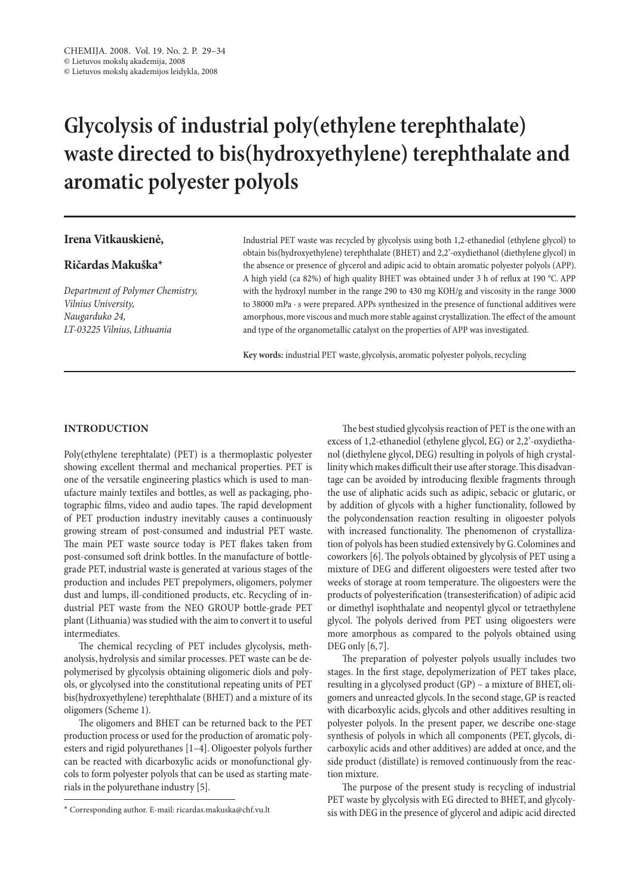# Glycolysis of industrial poly(ethylene terephthalate) waste directed to bis(hydroxyethylene) terephthalate and aromatic polyester polyols

**Irena Vitkauskienė,**

**Ričardas Makuška***

*Department of Polymer Chemistry, Vilnius University, Naugarduko 24, LT-03225 Vilnius, Lithuania*

Industrial PET waste was recycled by glycolysis using both 1,2-ethanediol (ethylene glycol) to obtain bis(hydroxyethylene) terephthalate (BHET) and 2,2'-oxydiethanol (diethylene glycol) in the absence or presence of glycerol and adipic acid to obtain aromatic polyester polyols (APP). A high yield (ca 82%) of high quality BHET was obtained under 3 h of reflux at 190 °C. APP with the hydroxyl number in the range 290 to 430 mg KOH/g and viscosity in the range 3000 to 38000 mPa · s were prepared. APPs synthesized in the presence of functional additives were amorphous, more viscous and much more stable against crystallization. The effect of the amount and type of the organometallic catalyst on the properties of APP was investigated.

**Key words:** industrial PET waste, glycolysis, aromatic polyester polyols, recycling

## INTRODUCTION

Poly(ethylene terephtalate) (PET) is a thermoplastic polyester showing excellent thermal and mechanical properties. PET is one of the versatile engineering plastics which is used to manufacture mainly textiles and bottles, as well as packaging, photographic films, video and audio tapes. The rapid development of PET production industry inevitably causes a continuously growing stream of post-consumed and industrial PET waste. The main PET waste source today is PET flakes taken from post-consumed soft drink bottles. In the manufacture of bottle-grade PET, industrial waste is generated at various stages of the production and includes PET prepolymers, oligomers, polymer dust and lumps, ill-conditioned products, etc. Recycling of industrial PET waste from the NEO GROUP bottle-grade PET plant (Lithuania) was studied with the aim to convert it to useful intermediates.

The chemical recycling of PET includes glycolysis, methanolysis, hydrolysis and similar processes. PET waste can be depolymerised by glycolysis obtaining oligomeric diols and polyols, or glycolysed into the constitutional repeating units of PET bis(hydroxyethylene) terephthalate (BHET) and a mixture of its oligomers (Scheme 1).

The oligomers and BHET can be returned back to the PET production process or used for the production of aromatic polyesters and rigid polyurethanes [1–4]. Oligoester polyols further can be reacted with dicarboxylic acids or monofunctional glycols to form polyester polyols that can be used as starting materials in the polyurethane industry [5].

The best studied glycolysis reaction of PET is the one with an excess of 1,2-ethanediol (ethylene glycol, EG) or 2,2'-oxydiethanol (diethylene glycol, DEG) resulting in polyols of high crystallinity which makes difficult their use after storage. This disadvantage can be avoided by introducing flexible fragments through the use of aliphatic acids such as adipic, sebacic or glutaric, or by addition of glycols with a higher functionality, followed by the polycondensation reaction resulting in oligoester polyols with increased functionality. The phenomenon of crystallization of polyols has been studied extensively by G. Colomines and coworkers [6]. The polyols obtained by glycolysis of PET using a mixture of DEG and different oligoesters were tested after two weeks of storage at room temperature. The oligoesters were the products of polyesterification (transesterification) of adipic acid or dimethyl isophthalate and neopentyl glycol or tetraethylene glycol. The polyols derived from PET using oligoesters were more amorphous as compared to the polyols obtained using DEG only [6, 7].

The preparation of polyester polyols usually includes two stages. In the first stage, depolymerization of PET takes place, resulting in a glycolysed product (GP) – a mixture of BHET, oligomers and unreacted glycols. In the second stage, GP is reacted with dicarboxylic acids, glycols and other additives resulting in polyester polyols. In the present paper, we describe one-stage synthesis of polyols in which all components (PET, glycols, dicarboxylic acids and other additives) are added at once, and the side product (distillate) is removed continuously from the reaction mixture.

The purpose of the present study is recycling of industrial PET waste by glycolysis with EG directed to BHET, and glycolysis with DEG in the presence of glycerol and adipic acid directed

\* Corresponding author. E-mail: ricardas.makuska@chf.vu.lt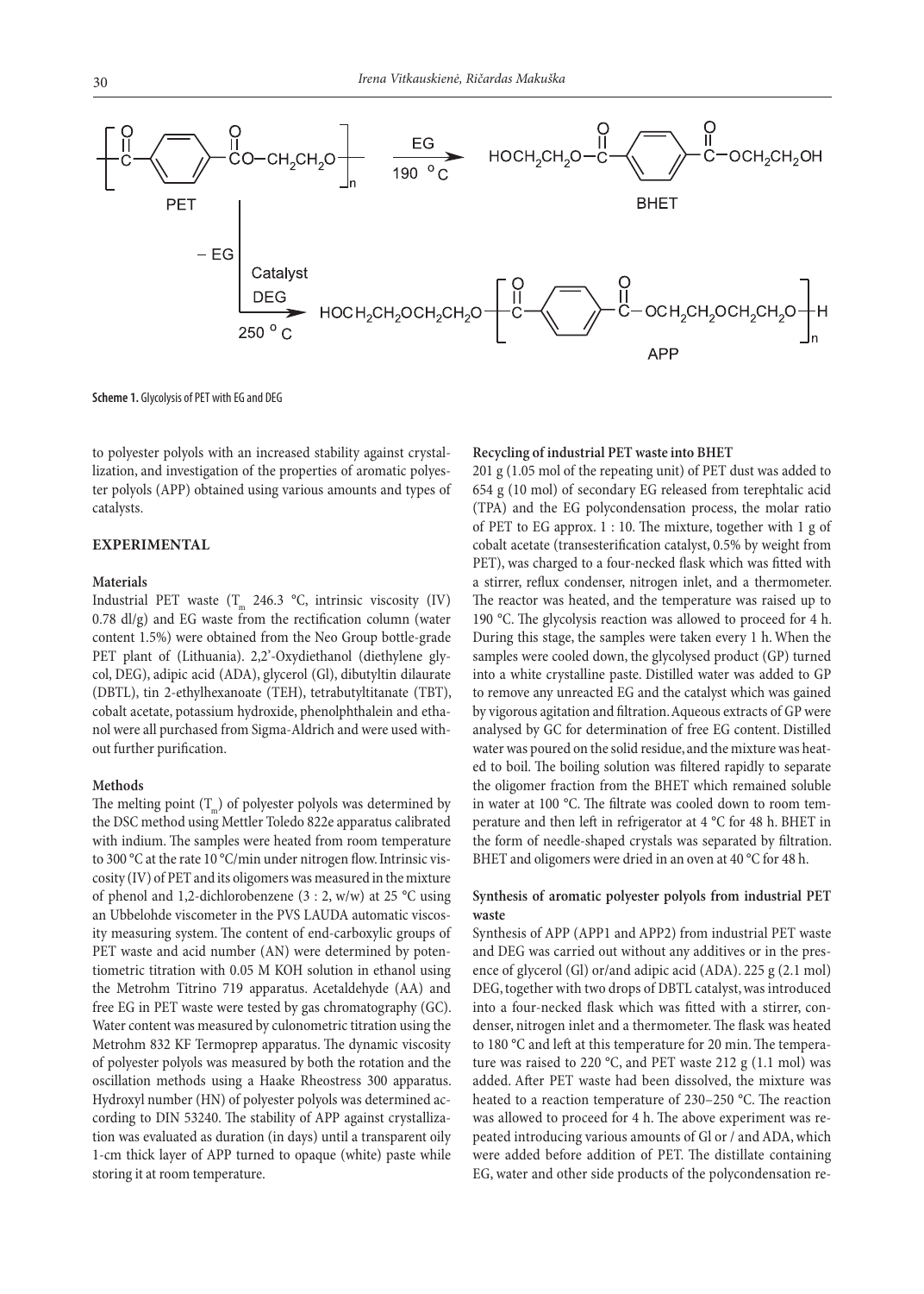**Scheme 1.** Glycolysis of PET with EG and DEG

to polyester polyols with an increased stability against crystallization, and investigation of the properties of aromatic polyester polyols (APP) obtained using various amounts and types of catalysts.

## EXPERIMENTAL

### Materials

Industrial PET waste ($T_m$ 246.3 °C, intrinsic viscosity (IV) 0.78 dl/g) and EG waste from the rectification column (water content 1.5%) were obtained from the Neo Group bottle-grade PET plant of (Lithuania). 2,2'-Oxydiethanol (diethylene glycol, DEG), adipic acid (ADA), glycerol (Gl), dibutyltin dilaurate (DBTL), tin 2-ethylhexanoate (TEH), tetrabutyltitanate (TBT), cobalt acetate, potassium hydroxide, phenolphthalein and ethanol were all purchased from Sigma-Aldrich and were used without further purification.

### Methods

The melting point ($T_m$) of polyester polyols was determined by the DSC method using Mettler Toledo 822e apparatus calibrated with indium. The samples were heated from room temperature to 300 °C at the rate 10 °C/min under nitrogen flow. Intrinsic viscosity (IV) of PET and its oligomers was measured in the mixture of phenol and 1,2-dichlorobenzene (3 : 2, w/w) at 25 °C using an Ubbelohde viscometer in the PVS LAUDA automatic viscosity measuring system. The content of end-carboxylic groups of PET waste and acid number (AN) were determined by potentiometric titration with 0.05 M KOH solution in ethanol using the Metrohm Titrino 719 apparatus. Acetaldehyde (AA) and free EG in PET waste were tested by gas chromatography (GC). Water content was measured by culonometric titration using the Metrohm 832 KF Termoprep apparatus. The dynamic viscosity of polyester polyols was measured by both the rotation and the oscillation methods using a Haake Rheostress 300 apparatus. Hydroxyl number (HN) of polyester polyols was determined according to DIN 53240. The stability of APP against crystallization was evaluated as duration (in days) until a transparent oily 1-cm thick layer of APP turned to opaque (white) paste while storing it at room temperature.

### Recycling of industrial PET waste into BHET

201 g (1.05 mol of the repeating unit) of PET dust was added to 654 g (10 mol) of secondary EG released from terephtalic acid (TPA) and the EG polycondensation process, the molar ratio of PET to EG approx. 1 : 10. The mixture, together with 1 g of cobalt acetate (transesterification catalyst, 0.5% by weight from PET), was charged to a four-necked flask which was fitted with a stirrer, reflux condenser, nitrogen inlet, and a thermometer. The reactor was heated, and the temperature was raised up to 190 °C. The glycolysis reaction was allowed to proceed for 4 h. During this stage, the samples were taken every 1 h. When the samples were cooled down, the glycolysed product (GP) turned into a white crystalline paste. Distilled water was added to GP to remove any unreacted EG and the catalyst which was gained by vigorous agitation and filtration. Aqueous extracts of GP were analysed by GC for determination of free EG content. Distilled water was poured on the solid residue, and the mixture was heated to boil. The boiling solution was filtered rapidly to separate the oligomer fraction from the BHET which remained soluble in water at 100 °C. The filtrate was cooled down to room temperature and then left in refrigerator at 4 °C for 48 h. BHET in the form of needle-shaped crystals was separated by filtration. BHET and oligomers were dried in an oven at 40 °C for 48 h.

### Synthesis of aromatic polyester polyols from industrial PET waste

Synthesis of APP (APP1 and APP2) from industrial PET waste and DEG was carried out without any additives or in the presence of glycerol (Gl) or/and adipic acid (ADA). 225 g (2.1 mol) DEG, together with two drops of DBTL catalyst, was introduced into a four-necked flask which was fitted with a stirrer, condenser, nitrogen inlet and a thermometer. The flask was heated to 180 °C and left at this temperature for 20 min. The temperature was raised to 220 °C, and PET waste 212 g (1.1 mol) was added. After PET waste had been dissolved, the mixture was heated to a reaction temperature of 230–250 °C. The reaction was allowed to proceed for 4 h. The above experiment was repeated introducing various amounts of Gl or / and ADA, which were added before addition of PET. The distillate containing EG, water and other side products of the polycondensation re-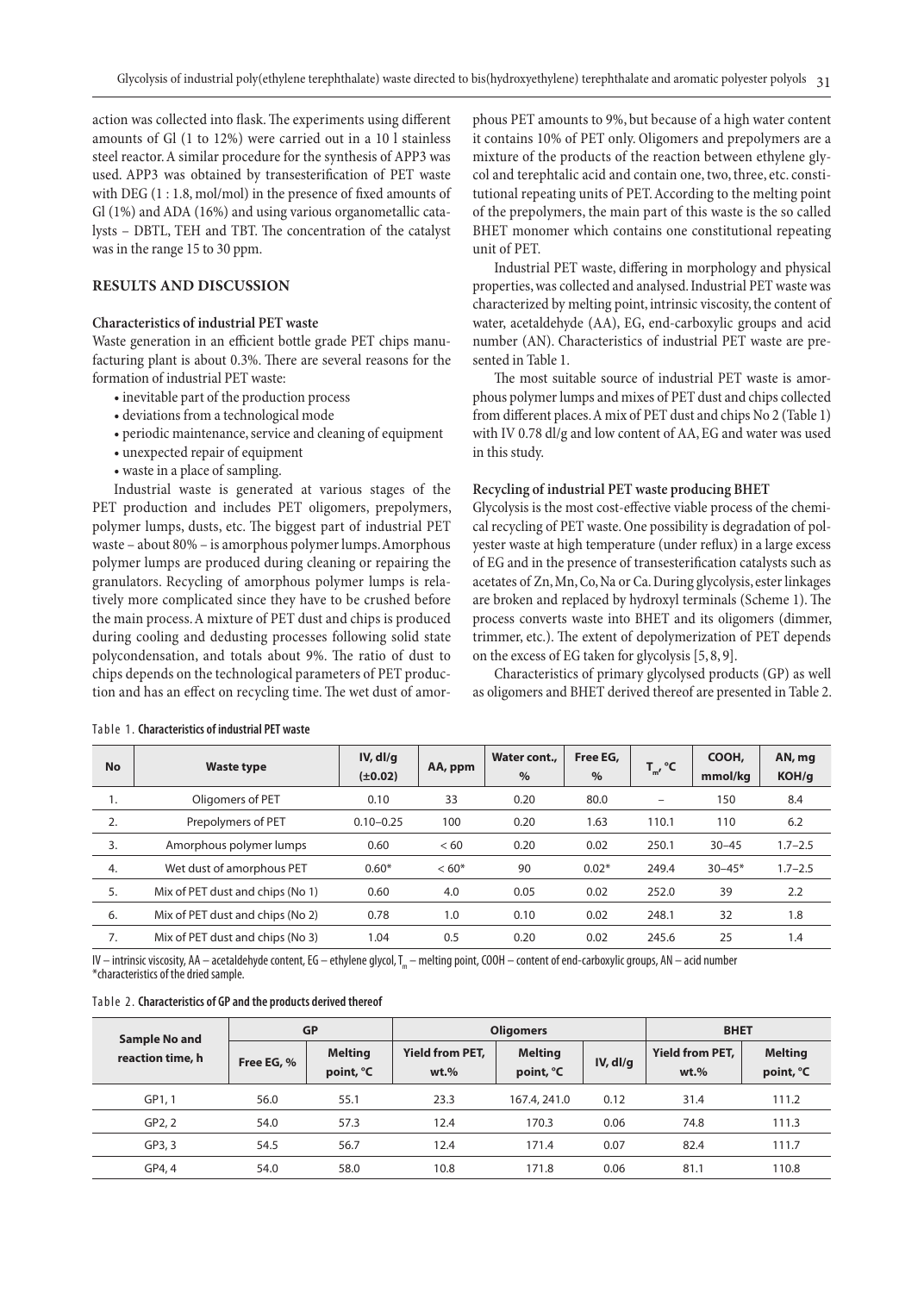action was collected into flask. The experiments using different amounts of Gl (1 to 12%) were carried out in a 10 l stainless steel reactor. A similar procedure for the synthesis of APP3 was used. APP3 was obtained by transesterification of PET waste with DEG (1 : 1.8, mol/mol) in the presence of fixed amounts of Gl (1%) and ADA (16%) and using various organometallic catalysts – DBTL, TEH and TBT. The concentration of the catalyst was in the range 15 to 30 ppm.

## RESULTS AND DISCUSSION

### Characteristics of industrial PET waste

Waste generation in an efficient bottle grade PET chips manufacturing plant is about 0.3%. There are several reasons for the formation of industrial PET waste:

- inevitable part of the production process
- deviations from a technological mode
- periodic maintenance, service and cleaning of equipment
- unexpected repair of equipment
- waste in a place of sampling.

Industrial waste is generated at various stages of the PET production and includes PET oligomers, prepolymers, polymer lumps, dusts, etc. The biggest part of industrial PET waste – about 80% – is amorphous polymer lumps. Amorphous polymer lumps are produced during cleaning or repairing the granulators. Recycling of amorphous polymer lumps is relatively more complicated since they have to be crushed before the main process. A mixture of PET dust and chips is produced during cooling and dedusting processes following solid state polycondensation, and totals about 9%. The ratio of dust to chips depends on the technological parameters of PET production and has an effect on recycling time. The wet dust of amorphous PET amounts to 9%, but because of a high water content it contains 10% of PET only. Oligomers and prepolymers are a mixture of the products of the reaction between ethylene glycol and terephtalic acid and contain one, two, three, etc. constitutional repeating units of PET. According to the melting point of the prepolymers, the main part of this waste is the so called BHET monomer which contains one constitutional repeating unit of PET.

Industrial PET waste, differing in morphology and physical properties, was collected and analysed. Industrial PET waste was characterized by melting point, intrinsic viscosity, the content of water, acetaldehyde (AA), EG, end-carboxylic groups and acid number (AN). Characteristics of industrial PET waste are presented in Table 1.

The most suitable source of industrial PET waste is amorphous polymer lumps and mixes of PET dust and chips collected from different places. A mix of PET dust and chips No 2 (Table 1) with IV 0.78 dl/g and low content of AA, EG and water was used in this study.

### Recycling of industrial PET waste producing BHET

Glycolysis is the most cost-effective viable process of the chemical recycling of PET waste. One possibility is degradation of polyester waste at high temperature (under reflux) in a large excess of EG and in the presence of transesterification catalysts such as acetates of Zn, Mn, Co, Na or Ca. During glycolysis, ester linkages are broken and replaced by hydroxyl terminals (Scheme 1). The process converts waste into BHET and its oligomers (dimmer, trimmer, etc.). The extent of depolymerization of PET depends on the excess of EG taken for glycolysis [5, 8, 9].

Characteristics of primary glycolysed products (GP) as well as oligomers and BHET derived thereof are presented in Table 2.

Table 1. **Characteristics of industrial PET waste**

| No | Waste type | IV, dl/g (±0.02) | AA, ppm | Water cont., % | Free EG, % | $T_m$, °C | COOH, mmol/kg | AN, mg KOH/g |
|---|---|---|---|---|---|---|---|---|
| 1. | Oligomers of PET | 0.10 | 33 | 0.20 | 80.0 | – | 150 | 8.4 |
| 2. | Prepolymers of PET | 0.10–0.25 | 100 | 0.20 | 1.63 | 110.1 | 110 | 6.2 |
| 3. | Amorphous polymer lumps | 0.60 | < 60 | 0.20 | 0.02 | 250.1 | 30–45 | 1.7–2.5 |
| 4. | Wet dust of amorphous PET | 0.60* | < 60* | 90 | 0.02* | 249.4 | 30–45* | 1.7–2.5 |
| 5. | Mix of PET dust and chips (No 1) | 0.60 | 4.0 | 0.05 | 0.02 | 252.0 | 39 | 2.2 |
| 6. | Mix of PET dust and chips (No 2) | 0.78 | 1.0 | 0.10 | 0.02 | 248.1 | 32 | 1.8 |
| 7. | Mix of PET dust and chips (No 3) | 1.04 | 0.5 | 0.20 | 0.02 | 245.6 | 25 | 1.4 |

IV – intrinsic viscosity, AA – acetaldehyde content, EG – ethylene glycol, $T_m$ – melting point, COOH – content of end-carboxylic groups, AN – acid number
*characteristics of the dried sample.

Table 2. **Characteristics of GP and the products derived thereof**

| Sample No and reaction time, h | GP | | Oligomers | | | BHET | |
|---|---|---|---|---|---|---|---|
| | Free EG, % | Melting point, °C | Yield from PET, wt.% | Melting point, °C | IV, dl/g | Yield from PET, wt.% | Melting point, °C |
| GP1, 1 | 56.0 | 55.1 | 23.3 | 167.4, 241.0 | 0.12 | 31.4 | 111.2 |
| GP2, 2 | 54.0 | 57.3 | 12.4 | 170.3 | 0.06 | 74.8 | 111.3 |
| GP3, 3 | 54.5 | 56.7 | 12.4 | 171.4 | 0.07 | 82.4 | 111.7 |
| GP4, 4 | 54.0 | 58.0 | 10.8 | 171.8 | 0.06 | 81.1 | 110.8 |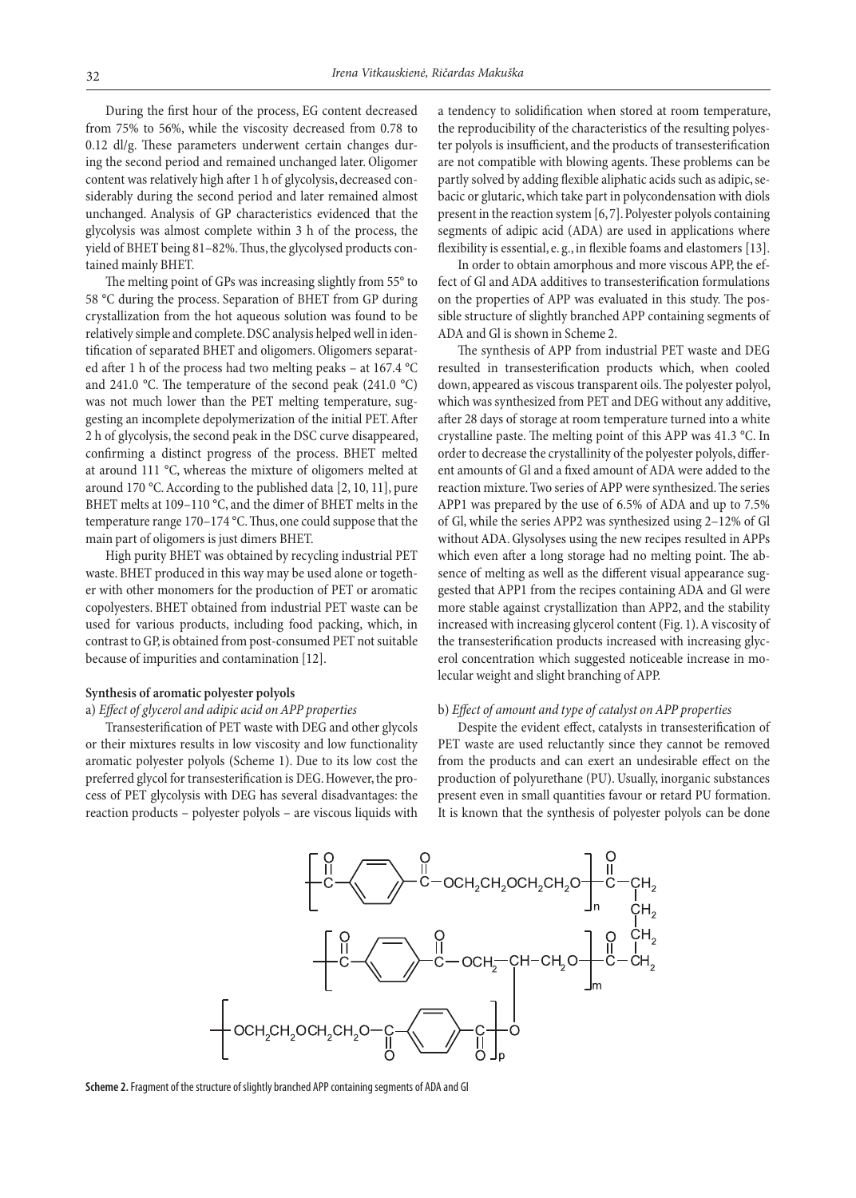During the first hour of the process, EG content decreased from 75% to 56%, while the viscosity decreased from 0.78 to 0.12 dl/g. These parameters underwent certain changes during the second period and remained unchanged later. Oligomer content was relatively high after 1 h of glycolysis, decreased considerably during the second period and later remained almost unchanged. Analysis of GP characteristics evidenced that the glycolysis was almost complete within 3 h of the process, the yield of BHET being 81–82%. Thus, the glycolysed products contained mainly BHET.

The melting point of GPs was increasing slightly from 55° to 58 °C during the process. Separation of BHET from GP during crystallization from the hot aqueous solution was found to be relatively simple and complete. DSC analysis helped well in identification of separated BHET and oligomers. Oligomers separated after 1 h of the process had two melting peaks – at 167.4 °C and 241.0 °C. The temperature of the second peak (241.0 °C) was not much lower than the PET melting temperature, suggesting an incomplete depolymerization of the initial PET. After 2 h of glycolysis, the second peak in the DSC curve disappeared, confirming a distinct progress of the process. BHET melted at around 111 °C, whereas the mixture of oligomers melted at around 170 °C. According to the published data [2, 10, 11], pure BHET melts at 109–110 °C, and the dimer of BHET melts in the temperature range 170–174 °C. Thus, one could suppose that the main part of oligomers is just dimers BHET.

High purity BHET was obtained by recycling industrial PET waste. BHET produced in this way may be used alone or together with other monomers for the production of PET or aromatic copolyesters. BHET obtained from industrial PET waste can be used for various products, including food packing, which, in contrast to GP, is obtained from post-consumed PET not suitable because of impurities and contamination [12].

**Synthesis of aromatic polyester polyols**

a) *Effect of glycerol and adipic acid on APP properties*

Transesterification of PET waste with DEG and other glycols or their mixtures results in low viscosity and low functionality aromatic polyester polyols (Scheme 1). Due to its low cost the preferred glycol for transesterification is DEG. However, the process of PET glycolysis with DEG has several disadvantages: the reaction products – polyester polyols – are viscous liquids with a tendency to solidification when stored at room temperature, the reproducibility of the characteristics of the resulting polyester polyols is insufficient, and the products of transesterification are not compatible with blowing agents. These problems can be partly solved by adding flexible aliphatic acids such as adipic, sebacic or glutaric, which take part in polycondensation with diols present in the reaction system [6, 7]. Polyester polyols containing segments of adipic acid (ADA) are used in applications where flexibility is essential, e. g., in flexible foams and elastomers [13].

In order to obtain amorphous and more viscous APP, the effect of Gl and ADA additives to transesterification formulations on the properties of APP was evaluated in this study. The possible structure of slightly branched APP containing segments of ADA and Gl is shown in Scheme 2.

The synthesis of APP from industrial PET waste and DEG resulted in transesterification products which, when cooled down, appeared as viscous transparent oils. The polyester polyol, which was synthesized from PET and DEG without any additive, after 28 days of storage at room temperature turned into a white crystalline paste. The melting point of this APP was 41.3 °C. In order to decrease the crystallinity of the polyester polyols, different amounts of Gl and a fixed amount of ADA were added to the reaction mixture. Two series of APP were synthesized. The series APP1 was prepared by the use of 6.5% of ADA and up to 7.5% of Gl, while the series APP2 was synthesized using 2–12% of Gl without ADA. Glysolyses using the new recipes resulted in APPs which even after a long storage had no melting point. The absence of melting as well as the different visual appearance suggested that APP1 from the recipes containing ADA and Gl were more stable against crystallization than APP2, and the stability increased with increasing glycerol content (Fig. 1). A viscosity of the transesterification products increased with increasing glycerol concentration which suggested noticeable increase in molecular weight and slight branching of APP.

b) *Effect of amount and type of catalyst on APP properties*

Despite the evident effect, catalysts in transesterification of PET waste are used reluctantly since they cannot be removed from the products and can exert an undesirable effect on the production of polyurethane (PU). Usually, inorganic substances present even in small quantities favour or retard PU formation. It is known that the synthesis of polyester polyols can be done

**Scheme 2.** Fragment of the structure of slightly branched APP containing segments of ADA and Gl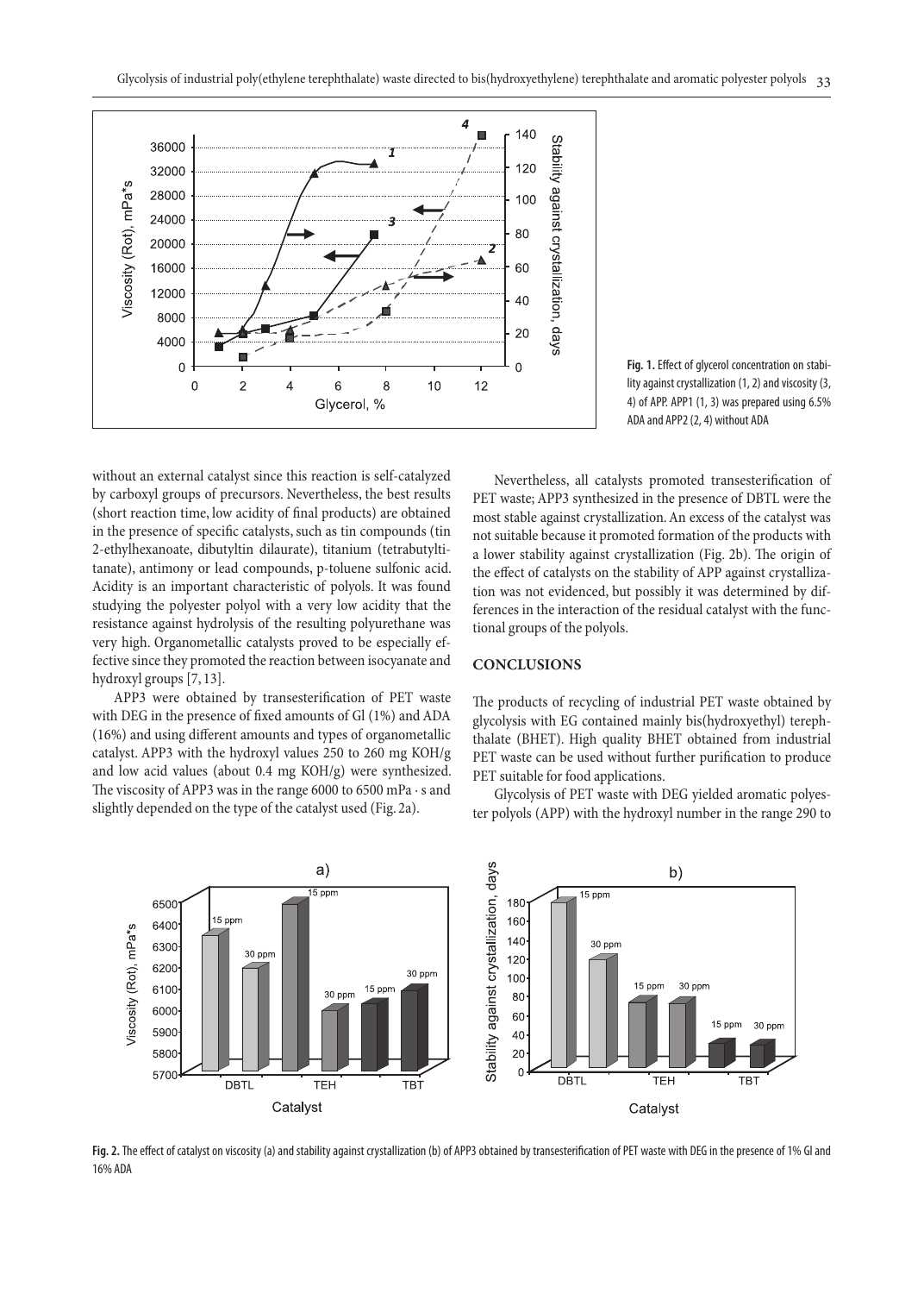Fig. 1. Effect of glycerol concentration on stability against crystallization (1, 2) and viscosity (3, 4) of APP. APP1 (1, 3) was prepared using 6.5% ADA and APP2 (2, 4) without ADA

without an external catalyst since this reaction is self-catalyzed by carboxyl groups of precursors. Nevertheless, the best results (short reaction time, low acidity of final products) are obtained in the presence of specific catalysts, such as tin compounds (tin 2-ethylhexanoate, dibutyltin dilaurate), titanium (tetrabutyltitanate), antimony or lead compounds, p-toluene sulfonic acid. Acidity is an important characteristic of polyols. It was found studying the polyester polyol with a very low acidity that the resistance against hydrolysis of the resulting polyurethane was very high. Organometallic catalysts proved to be especially effective since they promoted the reaction between isocyanate and hydroxyl groups [7, 13].

APP3 were obtained by transesterification of PET waste with DEG in the presence of fixed amounts of Gl (1%) and ADA (16%) and using different amounts and types of organometallic catalyst. APP3 with the hydroxyl values 250 to 260 mg KOH/g and low acid values (about 0.4 mg KOH/g) were synthesized. The viscosity of APP3 was in the range 6000 to 6500 mPa · s and slightly depended on the type of the catalyst used (Fig. 2a).

Nevertheless, all catalysts promoted transesterification of PET waste; APP3 synthesized in the presence of DBTL were the most stable against crystallization. An excess of the catalyst was not suitable because it promoted formation of the products with a lower stability against crystallization (Fig. 2b). The origin of the effect of catalysts on the stability of APP against crystallization was not evidenced, but possibly it was determined by differences in the interaction of the residual catalyst with the functional groups of the polyols.

## CONCLUSIONS

The products of recycling of industrial PET waste obtained by glycolysis with EG contained mainly bis(hydroxyethyl) terephthalate (BHET). High quality BHET obtained from industrial PET waste can be used without further purification to produce PET suitable for food applications.

Glycolysis of PET waste with DEG yielded aromatic polyester polyols (APP) with the hydroxyl number in the range 290 to

Fig. 2. The effect of catalyst on viscosity (a) and stability against crystallization (b) of APP3 obtained by transesterification of PET waste with DEG in the presence of 1% Gl and 16% ADA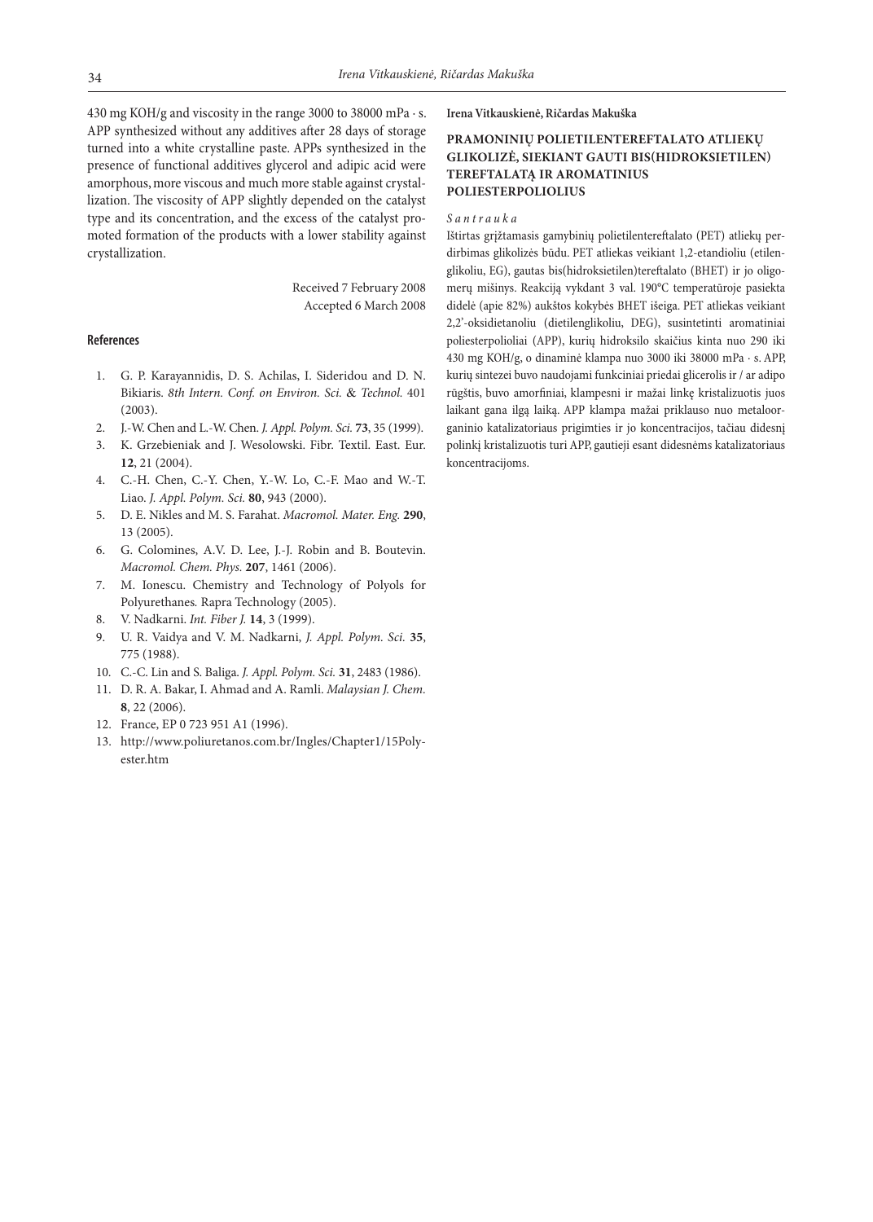430 mg KOH/g and viscosity in the range 3000 to 38000 mPa · s. APP synthesized without any additives after 28 days of storage turned into a white crystalline paste. APPs synthesized in the presence of functional additives glycerol and adipic acid were amorphous, more viscous and much more stable against crystallization. The viscosity of APP slightly depended on the catalyst type and its concentration, and the excess of the catalyst promoted formation of the products with a lower stability against crystallization.

Received 7 February 2008
Accepted 6 March 2008

## References

1. G. P. Karayannidis, D. S. Achilas, I. Sideridou and D. N. Bikiaris. *8th Intern. Conf. on Environ. Sci. & Technol.* 401 (2003).
2. J.-W. Chen and L.-W. Chen. *J. Appl. Polym. Sci.* **73**, 35 (1999).
3. K. Grzebieniak and J. Wesolowski. Fibr. Textil. East. Eur. **12**, 21 (2004).
4. C.-H. Chen, C.-Y. Chen, Y.-W. Lo, C.-F. Mao and W.-T. Liao. *J. Appl. Polym. Sci.* **80**, 943 (2000).
5. D. E. Nikles and M. S. Farahat. *Macromol. Mater. Eng.* **290**, 13 (2005).
6. G. Colomines, A.V. D. Lee, J.-J. Robin and B. Boutevin. *Macromol. Chem. Phys.* **207**, 1461 (2006).
7. M. Ionescu. Chemistry and Technology of Polyols for Polyurethanes. Rapra Technology (2005).
8. V. Nadkarni. *Int. Fiber J.* **14**, 3 (1999).
9. U. R. Vaidya and V. M. Nadkarni, *J. Appl. Polym. Sci.* **35**, 775 (1988).
10. C.-C. Lin and S. Baliga. *J. Appl. Polym. Sci.* **31**, 2483 (1986).
11. D. R. A. Bakar, I. Ahmad and A. Ramli. *Malaysian J. Chem.* **8**, 22 (2006).
12. France, EP 0 723 951 A1 (1996).
13. http://www.poliuretanos.com.br/Ingles/Chapter1/15Polyester.htm

**Irena Vitkauskienė, Ričardas Makuška**

### PRAMONINIŲ POLIETILENTEREFTALATO ATLIEKŲ GLIKOLIZĖ, SIEKIANT GAUTI BIS(HIDROKSIETILEN) TEREFTALATĄ IR AROMATINIUS POLIESTERPOLIOLIUS

*Santrauka*

Ištirtas grįžtamasis gamybinių polietilentereftalato (PET) atliekų perdirbimas glikolizės būdu. PET atliekas veikiant 1,2-etandioliu (etilenglikoliu, EG), gautas bis(hidroksietilen)tereftalato (BHET) ir jo oligomerų mišinys. Reakciją vykdant 3 val. 190°C temperatūroje pasiekta didelė (apie 82%) aukštos kokybės BHET išeiga. PET atliekas veikiant 2,2'-oksidietanoliu (dietilenglikoliu, DEG), susintetinti aromatiniai poliesterpolioliai (APP), kurių hidroksilo skaičius kinta nuo 290 iki 430 mg KOH/g, o dinaminė klampa nuo 3000 iki 38000 mPa · s. APP, kurių sintezei buvo naudojami funkciniai priedai glicerolis ir / ar adipo rūgštis, buvo amorfiniai, klampesni ir mažai linkę kristalizuotis juos laikant gana ilgą laiką. APP klampa mažai priklauso nuo metaloorganinio katalizatoriaus prigimties ir jo koncentracijos, tačiau didesnį polinkį kristalizuotis turi APP, gautieji esant didesnėms katalizatoriaus koncentracijoms.